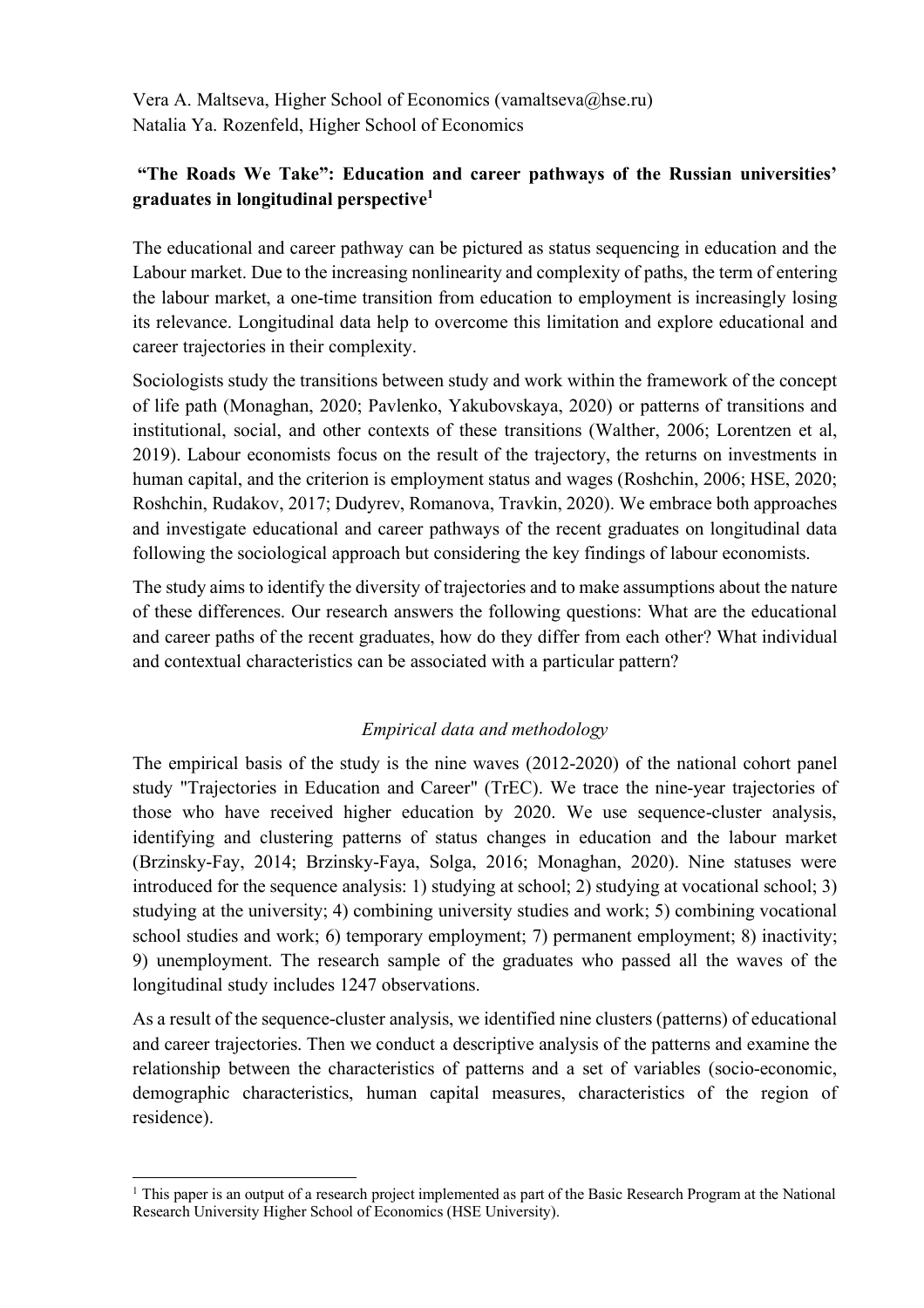Vera A. Maltseva, Higher School of Economics (vamaltseva@hse.ru)
Natalia Ya. Rozenfeld, Higher School of Economics

**"The Roads We Take": Education and career pathways of the Russian universities' graduates in longitudinal perspective**[1]

The educational and career pathway can be pictured as status sequencing in education and the Labour market. Due to the increasing nonlinearity and complexity of paths, the term of entering the labour market, a one-time transition from education to employment is increasingly losing its relevance. Longitudinal data help to overcome this limitation and explore educational and career trajectories in their complexity.

Sociologists study the transitions between study and work within the framework of the concept of life path (Monaghan, 2020; Pavlenko, Yakubovskaya, 2020) or patterns of transitions and institutional, social, and other contexts of these transitions (Walther, 2006; Lorentzen et al, 2019). Labour economists focus on the result of the trajectory, the returns on investments in human capital, and the criterion is employment status and wages (Roshchin, 2006; HSE, 2020; Roshchin, Rudakov, 2017; Dudyrev, Romanova, Travkin, 2020). We embrace both approaches and investigate educational and career pathways of the recent graduates on longitudinal data following the sociological approach but considering the key findings of labour economists.

The study aims to identify the diversity of trajectories and to make assumptions about the nature of these differences. Our research answers the following questions: What are the educational and career paths of the recent graduates, how do they differ from each other? What individual and contextual characteristics can be associated with a particular pattern?

*Empirical data and methodology*

The empirical basis of the study is the nine waves (2012-2020) of the national cohort panel study "Trajectories in Education and Career" (TrEC). We trace the nine-year trajectories of those who have received higher education by 2020. We use sequence-cluster analysis, identifying and clustering patterns of status changes in education and the labour market (Brzinsky-Fay, 2014; Brzinsky-Faya, Solga, 2016; Monaghan, 2020). Nine statuses were introduced for the sequence analysis: 1) studying at school; 2) studying at vocational school; 3) studying at the university; 4) combining university studies and work; 5) combining vocational school studies and work; 6) temporary employment; 7) permanent employment; 8) inactivity; 9) unemployment. The research sample of the graduates who passed all the waves of the longitudinal study includes 1247 observations.

As a result of the sequence-cluster analysis, we identified nine clusters (patterns) of educational and career trajectories. Then we conduct a descriptive analysis of the patterns and examine the relationship between the characteristics of patterns and a set of variables (socio-economic, demographic characteristics, human capital measures, characteristics of the region of residence).

[1] This paper is an output of a research project implemented as part of the Basic Research Program at the National Research University Higher School of Economics (HSE University).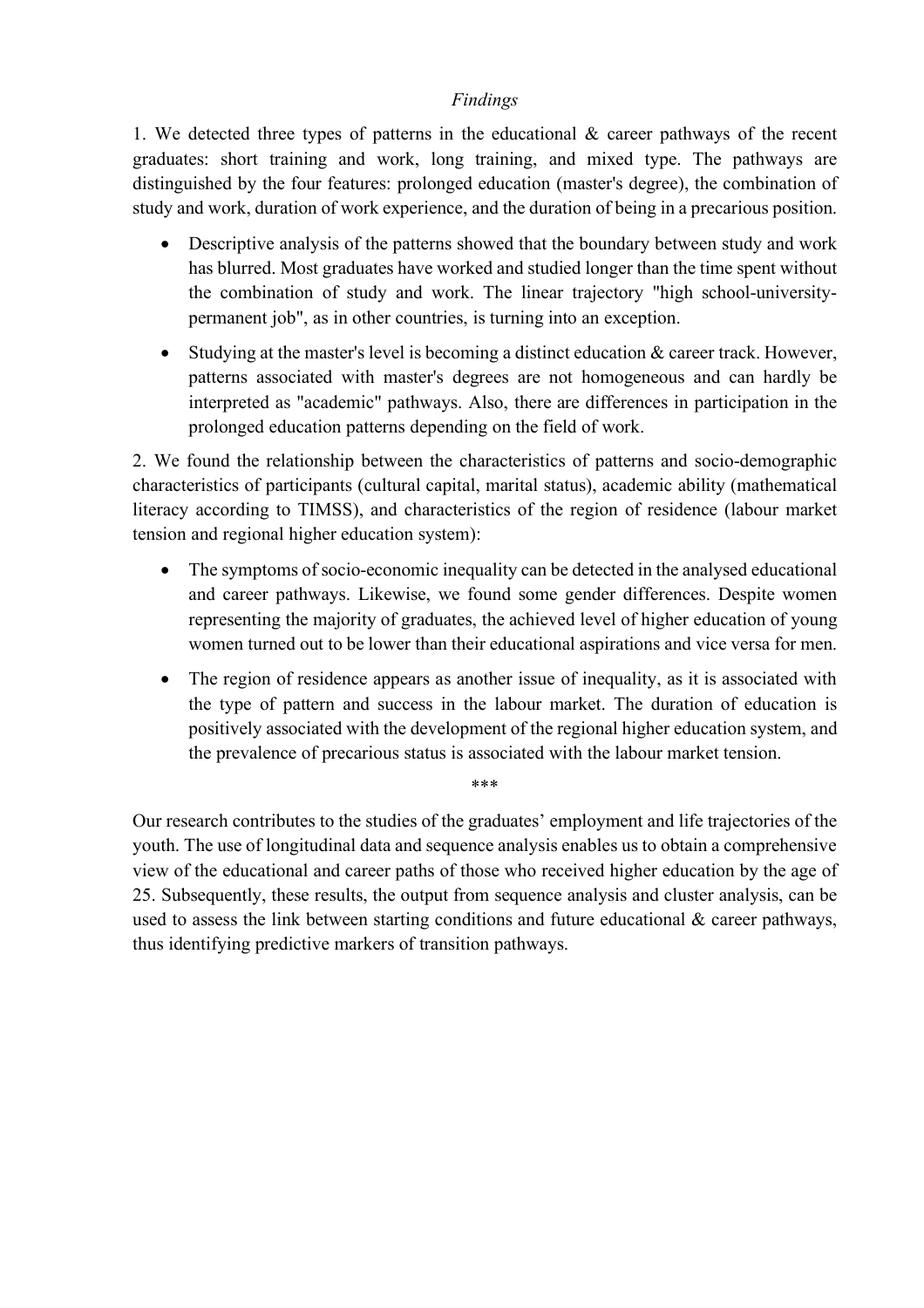*Findings*

1. We detected three types of patterns in the educational & career pathways of the recent graduates: short training and work, long training, and mixed type. The pathways are distinguished by the four features: prolonged education (master's degree), the combination of study and work, duration of work experience, and the duration of being in a precarious position.

- Descriptive analysis of the patterns showed that the boundary between study and work has blurred. Most graduates have worked and studied longer than the time spent without the combination of study and work. The linear trajectory "high school-university-permanent job", as in other countries, is turning into an exception.
- Studying at the master's level is becoming a distinct education & career track. However, patterns associated with master's degrees are not homogeneous and can hardly be interpreted as "academic" pathways. Also, there are differences in participation in the prolonged education patterns depending on the field of work.

2. We found the relationship between the characteristics of patterns and socio-demographic characteristics of participants (cultural capital, marital status), academic ability (mathematical literacy according to TIMSS), and characteristics of the region of residence (labour market tension and regional higher education system):

- The symptoms of socio-economic inequality can be detected in the analysed educational and career pathways. Likewise, we found some gender differences. Despite women representing the majority of graduates, the achieved level of higher education of young women turned out to be lower than their educational aspirations and vice versa for men.
- The region of residence appears as another issue of inequality, as it is associated with the type of pattern and success in the labour market. The duration of education is positively associated with the development of the regional higher education system, and the prevalence of precarious status is associated with the labour market tension.

\*\*\*

Our research contributes to the studies of the graduates' employment and life trajectories of the youth. The use of longitudinal data and sequence analysis enables us to obtain a comprehensive view of the educational and career paths of those who received higher education by the age of 25. Subsequently, these results, the output from sequence analysis and cluster analysis, can be used to assess the link between starting conditions and future educational & career pathways, thus identifying predictive markers of transition pathways.